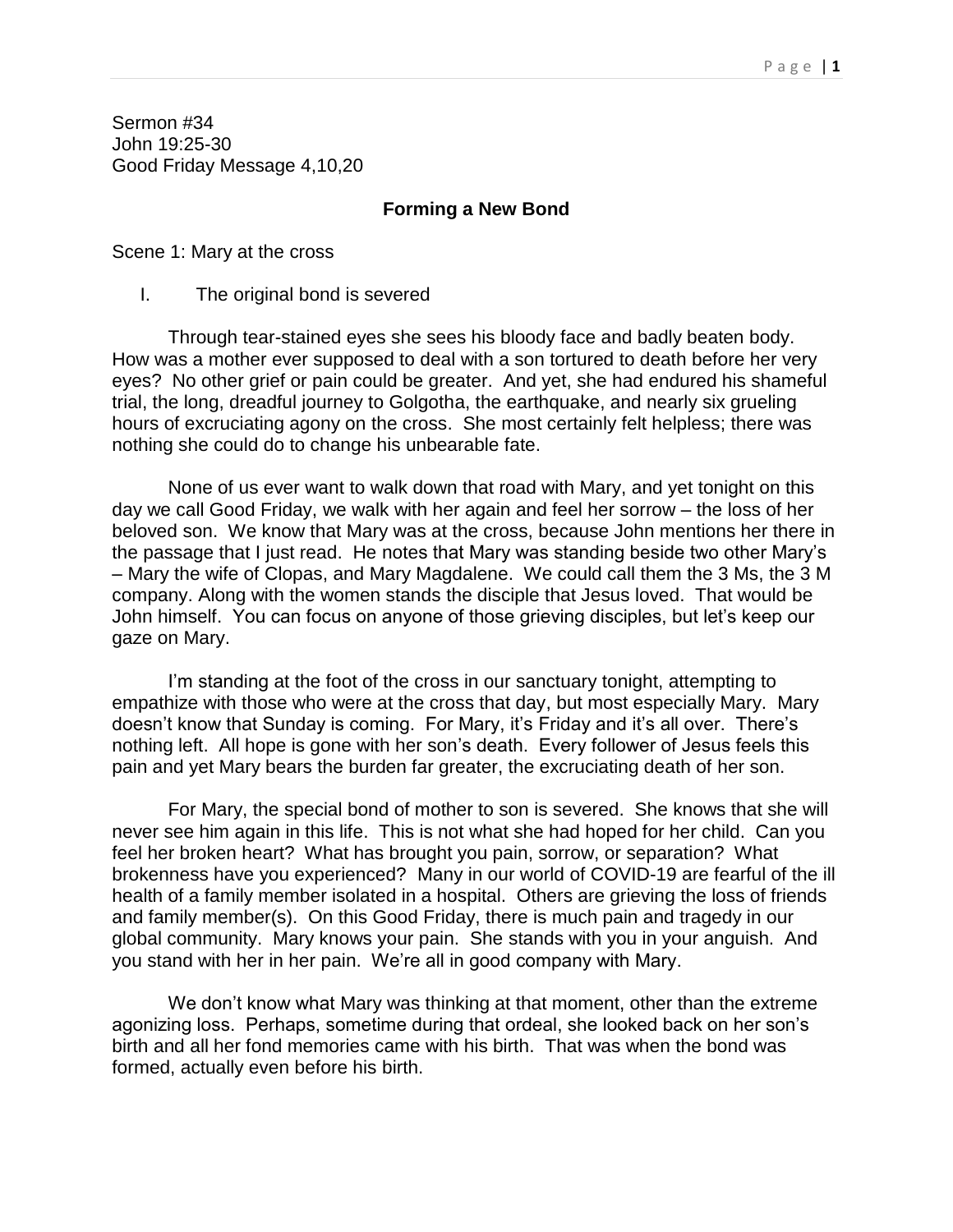Sermon #34
John 19:25-30
Good Friday Message 4,10,20

## Forming a New Bond

Scene 1: Mary at the cross

I. The original bond is severed

Through tear-stained eyes she sees his bloody face and badly beaten body. How was a mother ever supposed to deal with a son tortured to death before her very eyes? No other grief or pain could be greater. And yet, she had endured his shameful trial, the long, dreadful journey to Golgotha, the earthquake, and nearly six grueling hours of excruciating agony on the cross. She most certainly felt helpless; there was nothing she could do to change his unbearable fate.

None of us ever want to walk down that road with Mary, and yet tonight on this day we call Good Friday, we walk with her again and feel her sorrow – the loss of her beloved son. We know that Mary was at the cross, because John mentions her there in the passage that I just read. He notes that Mary was standing beside two other Mary's – Mary the wife of Clopas, and Mary Magdalene. We could call them the 3 Ms, the 3 M company. Along with the women stands the disciple that Jesus loved. That would be John himself. You can focus on anyone of those grieving disciples, but let's keep our gaze on Mary.

I'm standing at the foot of the cross in our sanctuary tonight, attempting to empathize with those who were at the cross that day, but most especially Mary. Mary doesn't know that Sunday is coming. For Mary, it's Friday and it's all over. There's nothing left. All hope is gone with her son's death. Every follower of Jesus feels this pain and yet Mary bears the burden far greater, the excruciating death of her son.

For Mary, the special bond of mother to son is severed. She knows that she will never see him again in this life. This is not what she had hoped for her child. Can you feel her broken heart? What has brought you pain, sorrow, or separation? What brokenness have you experienced? Many in our world of COVID-19 are fearful of the ill health of a family member isolated in a hospital. Others are grieving the loss of friends and family member(s). On this Good Friday, there is much pain and tragedy in our global community. Mary knows your pain. She stands with you in your anguish. And you stand with her in her pain. We're all in good company with Mary.

We don't know what Mary was thinking at that moment, other than the extreme agonizing loss. Perhaps, sometime during that ordeal, she looked back on her son's birth and all her fond memories came with his birth. That was when the bond was formed, actually even before his birth.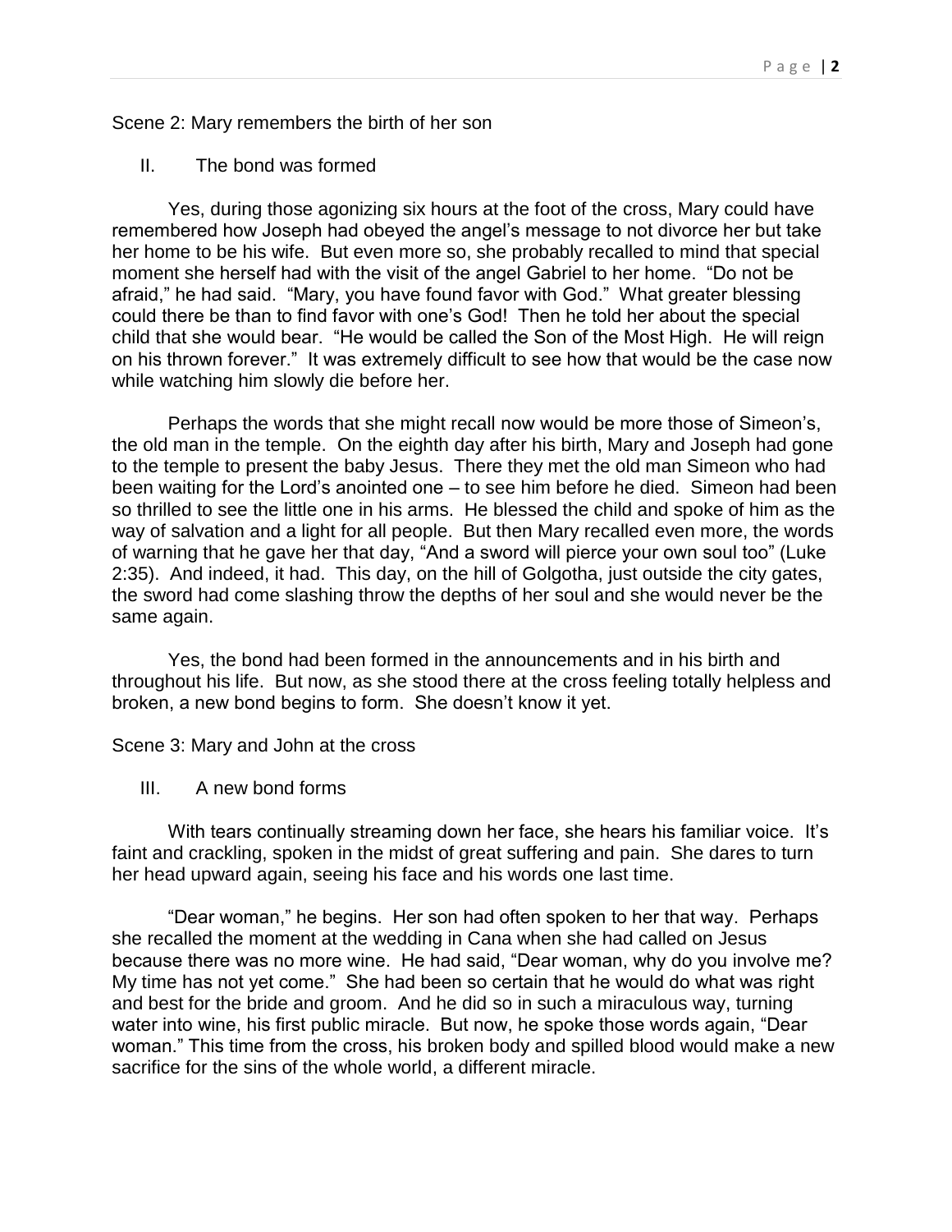Scene 2: Mary remembers the birth of her son

II. The bond was formed

Yes, during those agonizing six hours at the foot of the cross, Mary could have remembered how Joseph had obeyed the angel's message to not divorce her but take her home to be his wife. But even more so, she probably recalled to mind that special moment she herself had with the visit of the angel Gabriel to her home. "Do not be afraid," he had said. "Mary, you have found favor with God." What greater blessing could there be than to find favor with one's God! Then he told her about the special child that she would bear. "He would be called the Son of the Most High. He will reign on his thrown forever." It was extremely difficult to see how that would be the case now while watching him slowly die before her.

Perhaps the words that she might recall now would be more those of Simeon's, the old man in the temple. On the eighth day after his birth, Mary and Joseph had gone to the temple to present the baby Jesus. There they met the old man Simeon who had been waiting for the Lord's anointed one – to see him before he died. Simeon had been so thrilled to see the little one in his arms. He blessed the child and spoke of him as the way of salvation and a light for all people. But then Mary recalled even more, the words of warning that he gave her that day, "And a sword will pierce your own soul too" (Luke 2:35). And indeed, it had. This day, on the hill of Golgotha, just outside the city gates, the sword had come slashing throw the depths of her soul and she would never be the same again.

Yes, the bond had been formed in the announcements and in his birth and throughout his life. But now, as she stood there at the cross feeling totally helpless and broken, a new bond begins to form. She doesn't know it yet.

Scene 3: Mary and John at the cross

III. A new bond forms

With tears continually streaming down her face, she hears his familiar voice. It's faint and crackling, spoken in the midst of great suffering and pain. She dares to turn her head upward again, seeing his face and his words one last time.

"Dear woman," he begins. Her son had often spoken to her that way. Perhaps she recalled the moment at the wedding in Cana when she had called on Jesus because there was no more wine. He had said, "Dear woman, why do you involve me? My time has not yet come." She had been so certain that he would do what was right and best for the bride and groom. And he did so in such a miraculous way, turning water into wine, his first public miracle. But now, he spoke those words again, "Dear woman." This time from the cross, his broken body and spilled blood would make a new sacrifice for the sins of the whole world, a different miracle.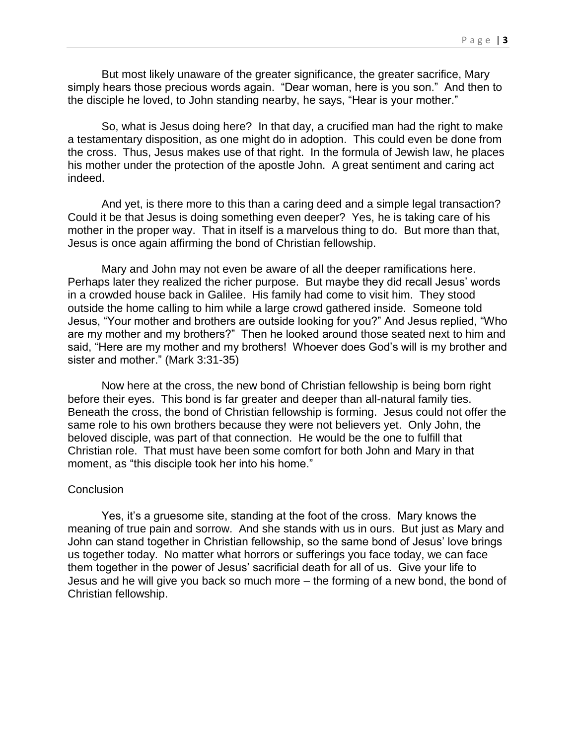But most likely unaware of the greater significance, the greater sacrifice, Mary simply hears those precious words again. "Dear woman, here is you son." And then to the disciple he loved, to John standing nearby, he says, "Hear is your mother."

So, what is Jesus doing here? In that day, a crucified man had the right to make a testamentary disposition, as one might do in adoption. This could even be done from the cross. Thus, Jesus makes use of that right. In the formula of Jewish law, he places his mother under the protection of the apostle John. A great sentiment and caring act indeed.

And yet, is there more to this than a caring deed and a simple legal transaction? Could it be that Jesus is doing something even deeper? Yes, he is taking care of his mother in the proper way. That in itself is a marvelous thing to do. But more than that, Jesus is once again affirming the bond of Christian fellowship.

Mary and John may not even be aware of all the deeper ramifications here. Perhaps later they realized the richer purpose. But maybe they did recall Jesus' words in a crowded house back in Galilee. His family had come to visit him. They stood outside the home calling to him while a large crowd gathered inside. Someone told Jesus, "Your mother and brothers are outside looking for you?" And Jesus replied, "Who are my mother and my brothers?" Then he looked around those seated next to him and said, "Here are my mother and my brothers! Whoever does God's will is my brother and sister and mother." (Mark 3:31-35)

Now here at the cross, the new bond of Christian fellowship is being born right before their eyes. This bond is far greater and deeper than all-natural family ties. Beneath the cross, the bond of Christian fellowship is forming. Jesus could not offer the same role to his own brothers because they were not believers yet. Only John, the beloved disciple, was part of that connection. He would be the one to fulfill that Christian role. That must have been some comfort for both John and Mary in that moment, as "this disciple took her into his home."

## Conclusion

Yes, it's a gruesome site, standing at the foot of the cross. Mary knows the meaning of true pain and sorrow. And she stands with us in ours. But just as Mary and John can stand together in Christian fellowship, so the same bond of Jesus' love brings us together today. No matter what horrors or sufferings you face today, we can face them together in the power of Jesus' sacrificial death for all of us. Give your life to Jesus and he will give you back so much more – the forming of a new bond, the bond of Christian fellowship.